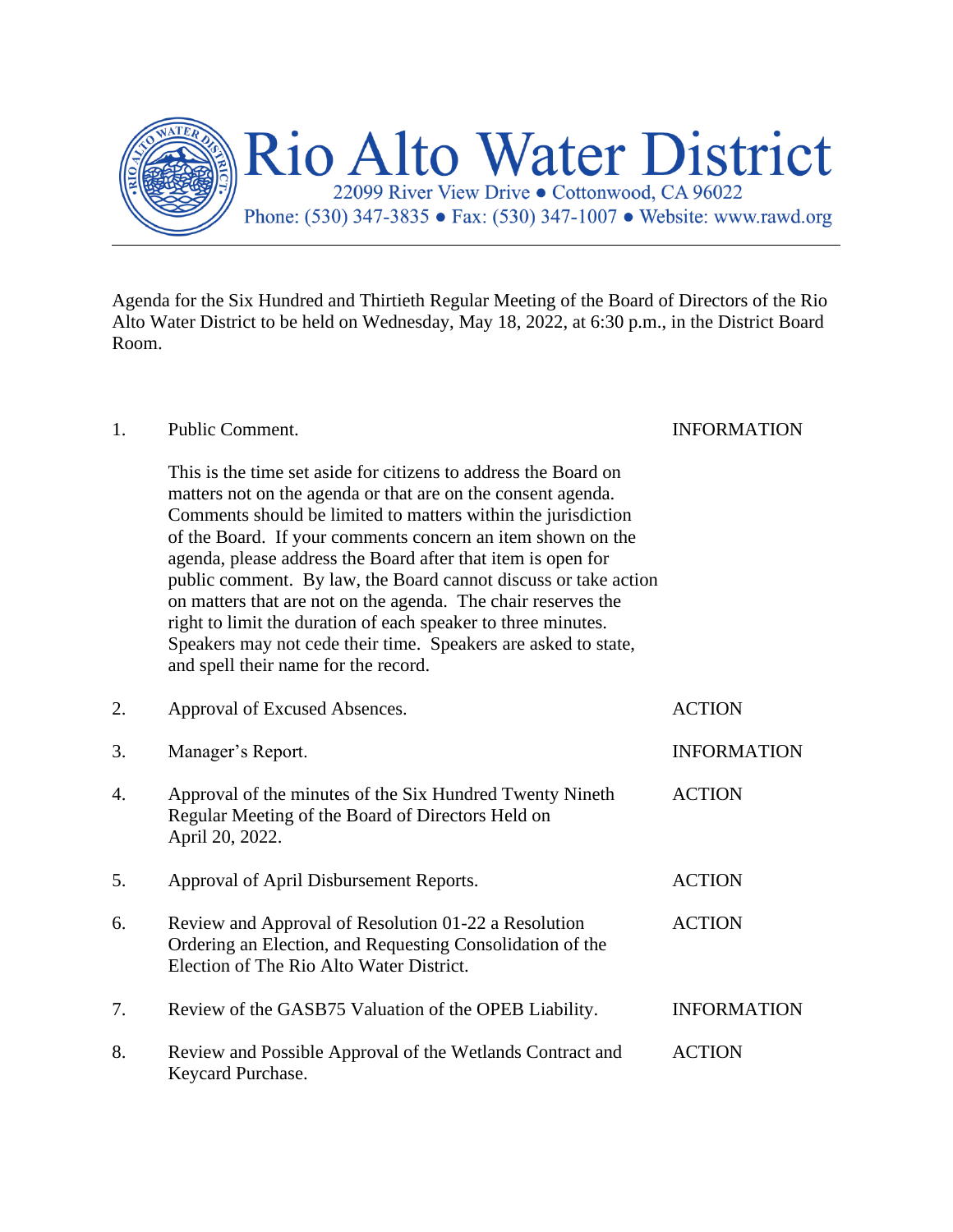# Rio Alto Water District

22099 River View Drive ● Cottonwood, CA 96022
Phone: (530) 347-3835 ● Fax: (530) 347-1007 ● Website: www.rawd.org

---

Agenda for the Six Hundred and Thirtieth Regular Meeting of the Board of Directors of the Rio Alto Water District to be held on Wednesday, May 18, 2022, at 6:30 p.m., in the District Board Room.

1. Public Comment. — INFORMATION

   This is the time set aside for citizens to address the Board on matters not on the agenda or that are on the consent agenda. Comments should be limited to matters within the jurisdiction of the Board. If your comments concern an item shown on the agenda, please address the Board after that item is open for public comment. By law, the Board cannot discuss or take action on matters that are not on the agenda. The chair reserves the right to limit the duration of each speaker to three minutes. Speakers may not cede their time. Speakers are asked to state, and spell their name for the record.

2. Approval of Excused Absences. — ACTION

3. Manager's Report. — INFORMATION

4. Approval of the minutes of the Six Hundred Twenty Nineth Regular Meeting of the Board of Directors Held on April 20, 2022. — ACTION

5. Approval of April Disbursement Reports. — ACTION

6. Review and Approval of Resolution 01-22 a Resolution Ordering an Election, and Requesting Consolidation of the Election of The Rio Alto Water District. — ACTION

7. Review of the GASB75 Valuation of the OPEB Liability. — INFORMATION

8. Review and Possible Approval of the Wetlands Contract and Keycard Purchase. — ACTION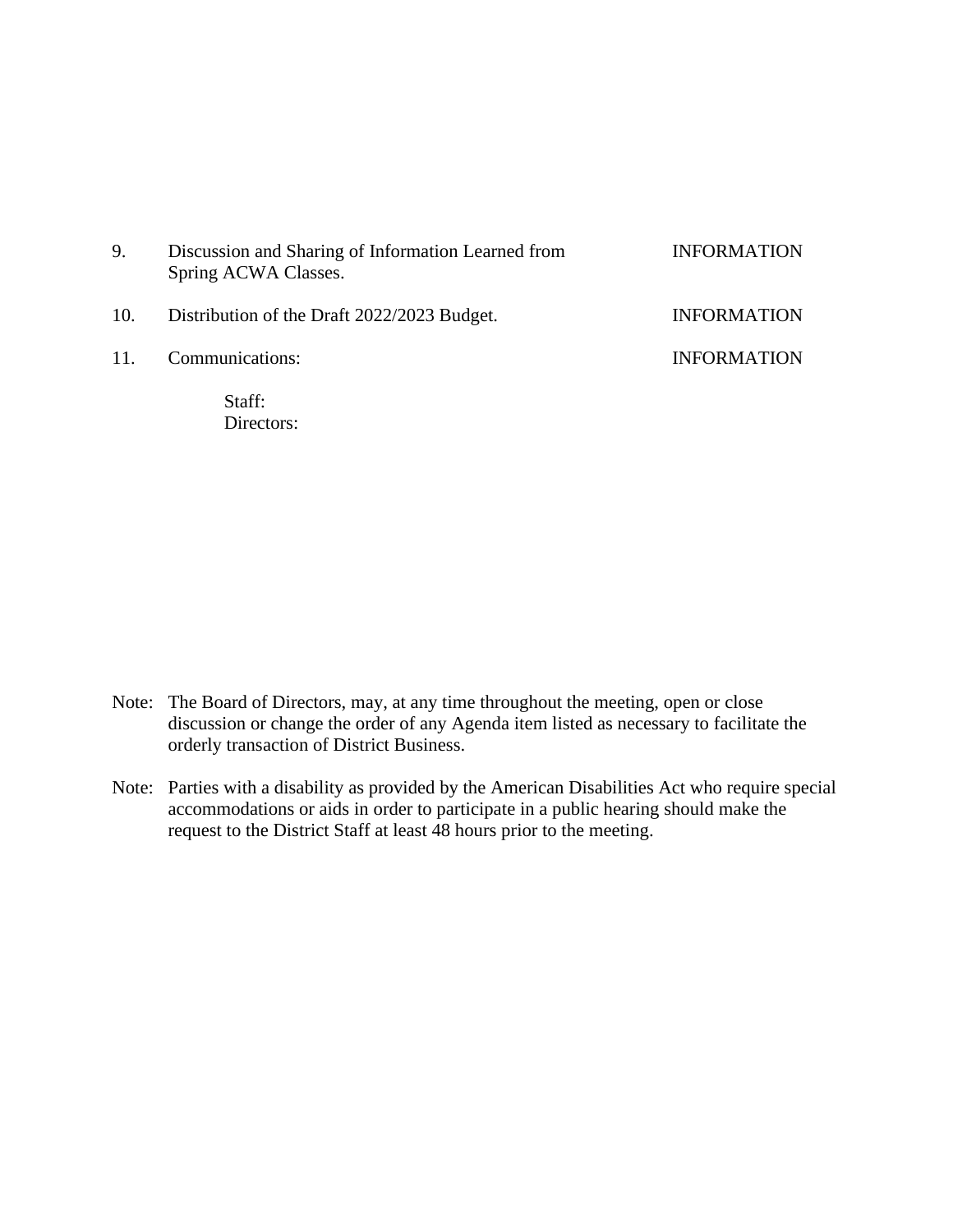9. Discussion and Sharing of Information Learned from Spring ACWA Classes. — INFORMATION

10. Distribution of the Draft 2022/2023 Budget. — INFORMATION

11. Communications: — INFORMATION

    Staff:
    Directors:

Note: The Board of Directors, may, at any time throughout the meeting, open or close discussion or change the order of any Agenda item listed as necessary to facilitate the orderly transaction of District Business.

Note: Parties with a disability as provided by the American Disabilities Act who require special accommodations or aids in order to participate in a public hearing should make the request to the District Staff at least 48 hours prior to the meeting.